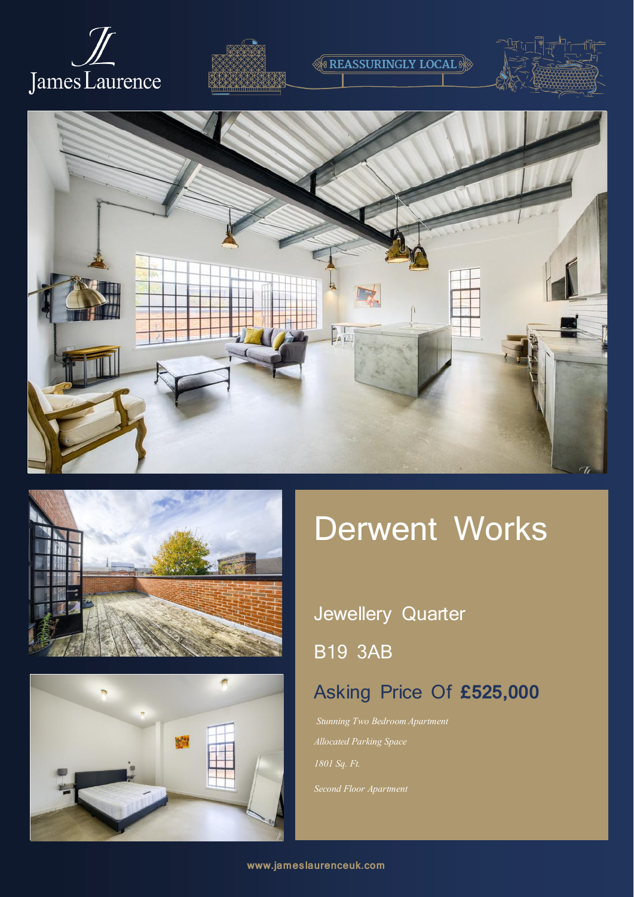James Laurence

REASSURINGLY LOCAL

# Derwent Works

Jewellery Quarter

B19 3AB

## Asking Price Of **£525,000**

*Stunning Two Bedroom Apartment*

*Allocated Parking Space*

*1801 Sq. Ft.*

*Second Floor Apartment*

www.jameslaurenceuk.com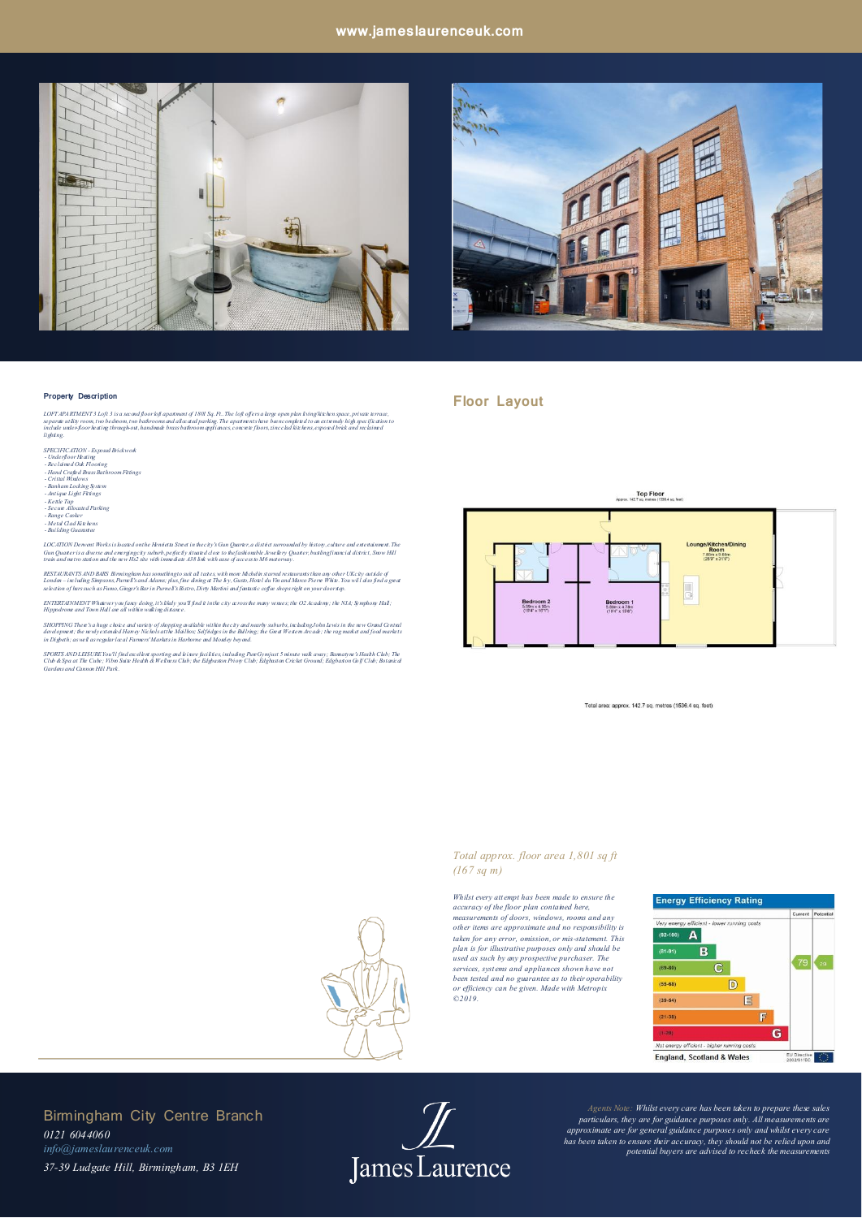www.jameslaurenceuk.com

## Property Description

*LOFT APARTMENT 3 Loft 3 is a second floor loft apartment of 1801 Sq. Ft.. The loft offers a large open plan living/kitchen space, private terrace, separate utility room, two bedroom, two bathrooms and allocated parking. The apartments have been completed to an extremely high specification to include underfloor heating through-out, handmade brass bathroom appliances, concrete floors, zinc clad kitchens, exposed brick and reclaimed lighting.*

*SPECIFICATION - Exposed Brickwork*
- *Underfloor Heating*
- *Reclaimed Oak Flooring*
- *Hand Crafted Brass Bathroom Fittings*
- *Crittal Windows*
- *Banham Locking System*
- *Antique Light Fittings*
- *Kettle Tap*
- *Secure Allocated Parking*
- *Range Cooker*
- *Metal Clad Kitchens*
- *Building Guarantee*

*LOCATION Derwent Works is located on the Henrietta Street in the city's Gun Quarter, a district surrounded by history, culture and entertainment. The Gun Quarter is a diverse and emerging city suburb, perfectly situated close to the fashionable Jewellery Quarter, bustling financial district, Snow Hill train and metro station and the new Hs2 site with immediate A38 link with ease of access to M6 motorway.*

*RESTAURANTS AND BARS Birmingham has something to suit all tastes, with more Michelin starred restaurants than any other UK city outside of London – including Simpsons, Purnell's and Adams, plus, fine dining at The Ivy, Gusto, Hotel du Vin and Marco Pierre White. You will also find a great selection of bars such as Fumo, Ginger's Bar in Purnell's Bistro, Dirty Martini and fantastic coffee shops right on your doorstep.*

*ENTERTAINMENT Whatever you fancy doing, it's likely you'll find it in the city across the many venues; the O2 Academy; the NIA; Symphony Hall; Hippodrome and Town Hall are all within walking distance.*

*SHOPPING There's a huge choice and variety of shopping available within the city and nearby suburbs, including John Lewis in the new Grand Central development; the newly extended Harvey Nichols at the Mailbox; Selfridges in the Bullring; the Great Western Arcade; the rag market and food markets in Digbeth; as well as regular local Farmers' Markets in Harborne and Moseley beyond.*

*SPORTS AND LEISURE You'll find excellent sporting and leisure facilities, including Pure Gym just 5 minute walk away; Bannatyne's Health Club; The Club & Spa at The Cube; Vibes Suite Health & Wellness Club; the Edgbaston Priory Club; Edgbaston Cricket Ground; Edgbaston Golf Club; Botanical Gardens and Cannon Hill Park.*

## Floor Layout

Top Floor
Approx. 142.7 sq. metres (1536.4 sq. feet)

Lounge/Kitchen/Dining Room
7.00m x 5.69m
(23'0" x 21'9")

Bedroom 2
5.89m x 4.30m
(19'4" x 16'1")

Bedroom 1
5.89m x 4.78m
(19'4" x 15'8")

Total area: approx. 142.7 sq. metres (1536.4 sq. feet)

*Total approx. floor area 1,801 sq ft (167 sq m)*

*Whilst every attempt has been made to ensure the accuracy of the floor plan contained here, measurements of doors, windows, rooms and any other items are approximate and no responsibility is taken for any error, omission, or mis-statement. This plan is for illustrative purposes only and should be used as such by any prospective purchaser. The services, systems and appliances shown have not been tested and no guarantee as to their operability or efficiency can be given. Made with Metropix ©2019.*

Energy Efficiency Rating

Current | Potential

Very energy efficient - lower running costs
(92-100) A
(81-91) B
(69-80) C
(55-68) D
(39-54) E
(21-38) F
(1-20) G
Not energy efficient - higher running costs

79 | 79

England, Scotland & Wales
EU Directive 2002/91/EC

## Birmingham City Centre Branch

*0121 6044060*
*info@jameslaurenceuk.com*
*37-39 Ludgate Hill, Birmingham, B3 1EH*

James Laurence

*Agents Note: Whilst every care has been taken to prepare these sales particulars, they are for guidance purposes only. All measurements are approximate are for general guidance purposes only and whilst every care has been taken to ensure their accuracy, they should not be relied upon and potential buyers are advised to recheck the measurements*